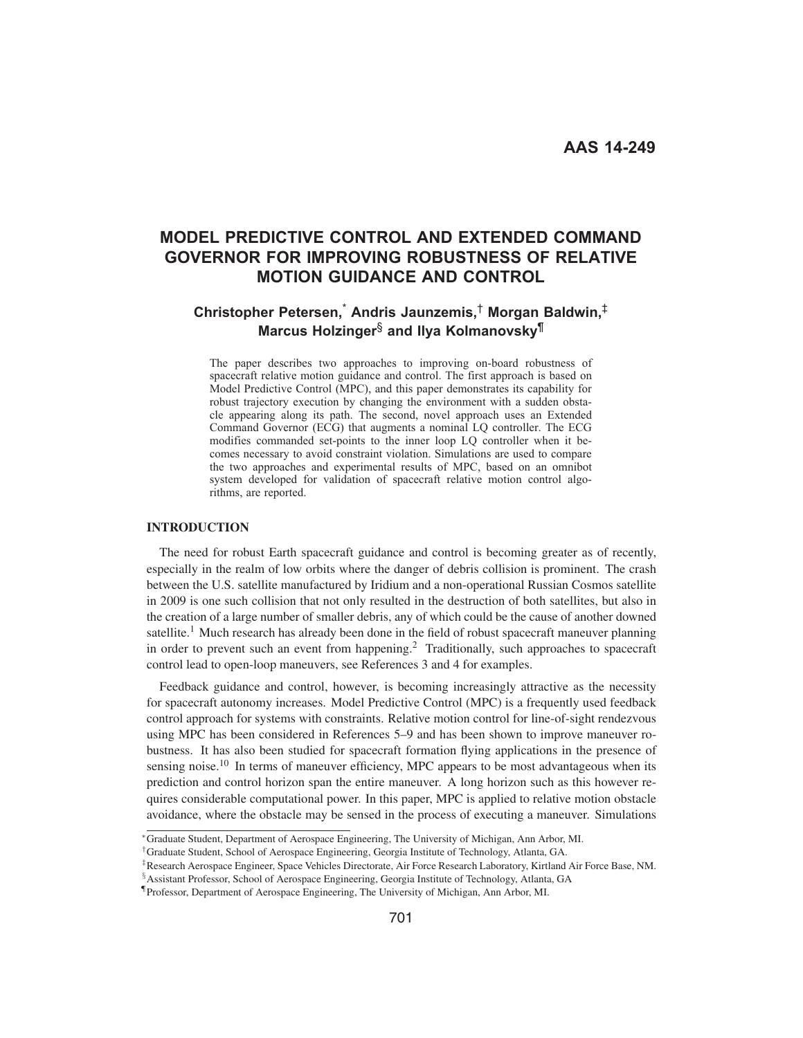AAS 14-249

# MODEL PREDICTIVE CONTROL AND EXTENDED COMMAND GOVERNOR FOR IMPROVING ROBUSTNESS OF RELATIVE MOTION GUIDANCE AND CONTROL

**Christopher Petersen,[*] Andris Jaunzemis,[†] Morgan Baldwin,[‡] Marcus Holzinger[§] and Ilya Kolmanovsky[¶]**

The paper describes two approaches to improving on-board robustness of spacecraft relative motion guidance and control. The first approach is based on Model Predictive Control (MPC), and this paper demonstrates its capability for robust trajectory execution by changing the environment with a sudden obstacle appearing along its path. The second, novel approach uses an Extended Command Governor (ECG) that augments a nominal LQ controller. The ECG modifies commanded set-points to the inner loop LQ controller when it becomes necessary to avoid constraint violation. Simulations are used to compare the two approaches and experimental results of MPC, based on an omnibot system developed for validation of spacecraft relative motion control algorithms, are reported.

## INTRODUCTION

The need for robust Earth spacecraft guidance and control is becoming greater as of recently, especially in the realm of low orbits where the danger of debris collision is prominent. The crash between the U.S. satellite manufactured by Iridium and a non-operational Russian Cosmos satellite in 2009 is one such collision that not only resulted in the destruction of both satellites, but also in the creation of a large number of smaller debris, any of which could be the cause of another downed satellite.[1] Much research has already been done in the field of robust spacecraft maneuver planning in order to prevent such an event from happening.[2] Traditionally, such approaches to spacecraft control lead to open-loop maneuvers, see References 3 and 4 for examples.

Feedback guidance and control, however, is becoming increasingly attractive as the necessity for spacecraft autonomy increases. Model Predictive Control (MPC) is a frequently used feedback control approach for systems with constraints. Relative motion control for line-of-sight rendezvous using MPC has been considered in References 5–9 and has been shown to improve maneuver robustness. It has also been studied for spacecraft formation flying applications in the presence of sensing noise.[10] In terms of maneuver efficiency, MPC appears to be most advantageous when its prediction and control horizon span the entire maneuver. A long horizon such as this however requires considerable computational power. In this paper, MPC is applied to relative motion obstacle avoidance, where the obstacle may be sensed in the process of executing a maneuver. Simulations

[*] Graduate Student, Department of Aerospace Engineering, The University of Michigan, Ann Arbor, MI.

[†] Graduate Student, School of Aerospace Engineering, Georgia Institute of Technology, Atlanta, GA.

[‡] Research Aerospace Engineer, Space Vehicles Directorate, Air Force Research Laboratory, Kirtland Air Force Base, NM.

[§] Assistant Professor, School of Aerospace Engineering, Georgia Institute of Technology, Atlanta, GA

[¶] Professor, Department of Aerospace Engineering, The University of Michigan, Ann Arbor, MI.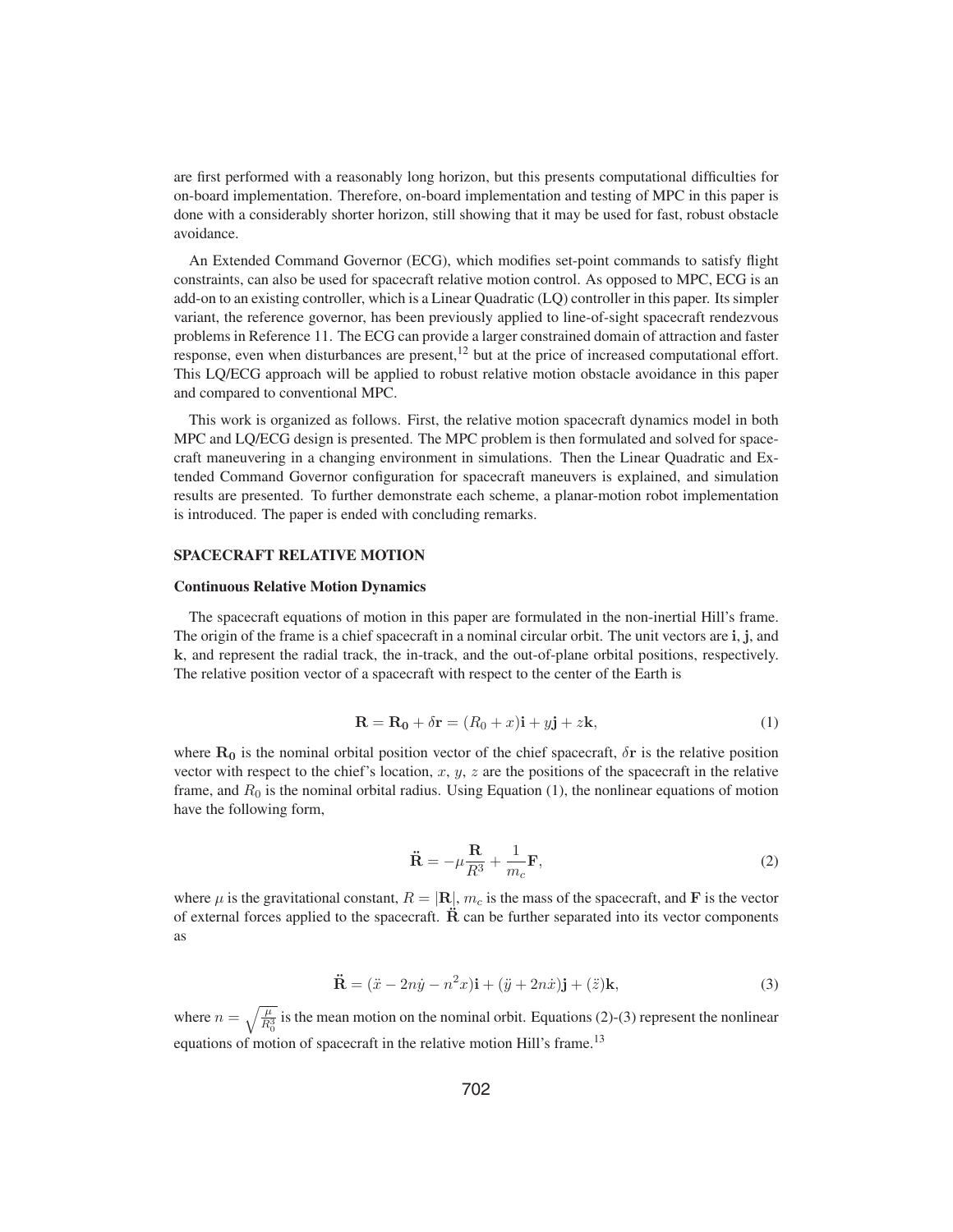are first performed with a reasonably long horizon, but this presents computational difficulties for on-board implementation. Therefore, on-board implementation and testing of MPC in this paper is done with a considerably shorter horizon, still showing that it may be used for fast, robust obstacle avoidance.

An Extended Command Governor (ECG), which modifies set-point commands to satisfy flight constraints, can also be used for spacecraft relative motion control. As opposed to MPC, ECG is an add-on to an existing controller, which is a Linear Quadratic (LQ) controller in this paper. Its simpler variant, the reference governor, has been previously applied to line-of-sight spacecraft rendezvous problems in Reference 11. The ECG can provide a larger constrained domain of attraction and faster response, even when disturbances are present,[12] but at the price of increased computational effort. This LQ/ECG approach will be applied to robust relative motion obstacle avoidance in this paper and compared to conventional MPC.

This work is organized as follows. First, the relative motion spacecraft dynamics model in both MPC and LQ/ECG design is presented. The MPC problem is then formulated and solved for spacecraft maneuvering in a changing environment in simulations. Then the Linear Quadratic and Extended Command Governor configuration for spacecraft maneuvers is explained, and simulation results are presented. To further demonstrate each scheme, a planar-motion robot implementation is introduced. The paper is ended with concluding remarks.

## SPACECRAFT RELATIVE MOTION

### Continuous Relative Motion Dynamics

The spacecraft equations of motion in this paper are formulated in the non-inertial Hill's frame. The origin of the frame is a chief spacecraft in a nominal circular orbit. The unit vectors are $\mathbf{i}$, $\mathbf{j}$, and $\mathbf{k}$, and represent the radial track, the in-track, and the out-of-plane orbital positions, respectively. The relative position vector of a spacecraft with respect to the center of the Earth is

$$\mathbf{R} = \mathbf{R_0} + \delta\mathbf{r} = (R_0 + x)\mathbf{i} + y\mathbf{j} + z\mathbf{k}, \tag{1}$$

where $\mathbf{R_0}$ is the nominal orbital position vector of the chief spacecraft, $\delta\mathbf{r}$ is the relative position vector with respect to the chief's location, $x$, $y$, $z$ are the positions of the spacecraft in the relative frame, and $R_0$ is the nominal orbital radius. Using Equation (1), the nonlinear equations of motion have the following form,

$$\ddot{\mathbf{R}} = -\mu\frac{\mathbf{R}}{R^3} + \frac{1}{m_c}\mathbf{F}, \tag{2}$$

where $\mu$ is the gravitational constant, $R = |\mathbf{R}|$, $m_c$ is the mass of the spacecraft, and $\mathbf{F}$ is the vector of external forces applied to the spacecraft. $\ddot{\mathbf{R}}$ can be further separated into its vector components as

$$\ddot{\mathbf{R}} = (\ddot{x} - 2n\dot{y} - n^2x)\mathbf{i} + (\ddot{y} + 2n\dot{x})\mathbf{j} + (\ddot{z})\mathbf{k}, \tag{3}$$

where $n = \sqrt{\frac{\mu}{R_0^3}}$ is the mean motion on the nominal orbit. Equations (2)-(3) represent the nonlinear equations of motion of spacecraft in the relative motion Hill's frame.[13]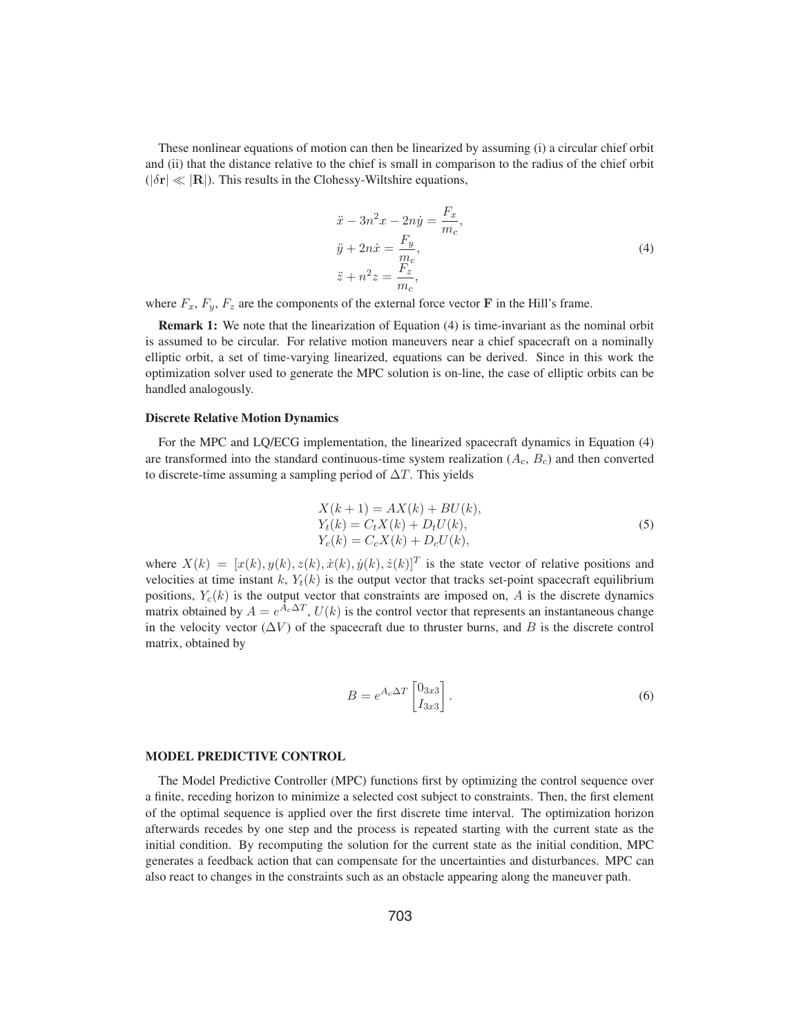These nonlinear equations of motion can then be linearized by assuming (i) a circular chief orbit and (ii) that the distance relative to the chief is small in comparison to the radius of the chief orbit ($|\delta \mathbf{r}| \ll |\mathbf{R}|$). This results in the Clohessy-Wiltshire equations,

$$
\begin{aligned}
\ddot{x} - 3n^2 x - 2n\dot{y} &= \frac{F_x}{m_c}, \\
\ddot{y} + 2n\dot{x} &= \frac{F_y}{m_c}, \\
\ddot{z} + n^2 z &= \frac{F_z}{m_c},
\end{aligned}
\tag{4}
$$

where $F_x$, $F_y$, $F_z$ are the components of the external force vector $\mathbf{F}$ in the Hill's frame.

**Remark 1:** We note that the linearization of Equation (4) is time-invariant as the nominal orbit is assumed to be circular. For relative motion maneuvers near a chief spacecraft on a nominally elliptic orbit, a set of time-varying linearized, equations can be derived. Since in this work the optimization solver used to generate the MPC solution is on-line, the case of elliptic orbits can be handled analogously.

### Discrete Relative Motion Dynamics

For the MPC and LQ/ECG implementation, the linearized spacecraft dynamics in Equation (4) are transformed into the standard continuous-time system realization ($A_c$, $B_c$) and then converted to discrete-time assuming a sampling period of $\Delta T$. This yields

$$
\begin{aligned}
X(k+1) &= AX(k) + BU(k), \\
Y_t(k) &= C_t X(k) + D_t U(k), \\
Y_c(k) &= C_c X(k) + D_c U(k),
\end{aligned}
\tag{5}
$$

where $X(k) = [x(k), y(k), z(k), \dot{x}(k), \dot{y}(k), \dot{z}(k)]^T$ is the state vector of relative positions and velocities at time instant $k$, $Y_t(k)$ is the output vector that tracks set-point spacecraft equilibrium positions, $Y_c(k)$ is the output vector that constraints are imposed on, $A$ is the discrete dynamics matrix obtained by $A = e^{A_c \Delta T}$, $U(k)$ is the control vector that represents an instantaneous change in the velocity vector ($\Delta V$) of the spacecraft due to thruster burns, and $B$ is the discrete control matrix, obtained by

$$
B = e^{A_c \Delta T} \begin{bmatrix} 0_{3x3} \\ I_{3x3} \end{bmatrix}.
\tag{6}
$$

## MODEL PREDICTIVE CONTROL

The Model Predictive Controller (MPC) functions first by optimizing the control sequence over a finite, receding horizon to minimize a selected cost subject to constraints. Then, the first element of the optimal sequence is applied over the first discrete time interval. The optimization horizon afterwards recedes by one step and the process is repeated starting with the current state as the initial condition. By recomputing the solution for the current state as the initial condition, MPC generates a feedback action that can compensate for the uncertainties and disturbances. MPC can also react to changes in the constraints such as an obstacle appearing along the maneuver path.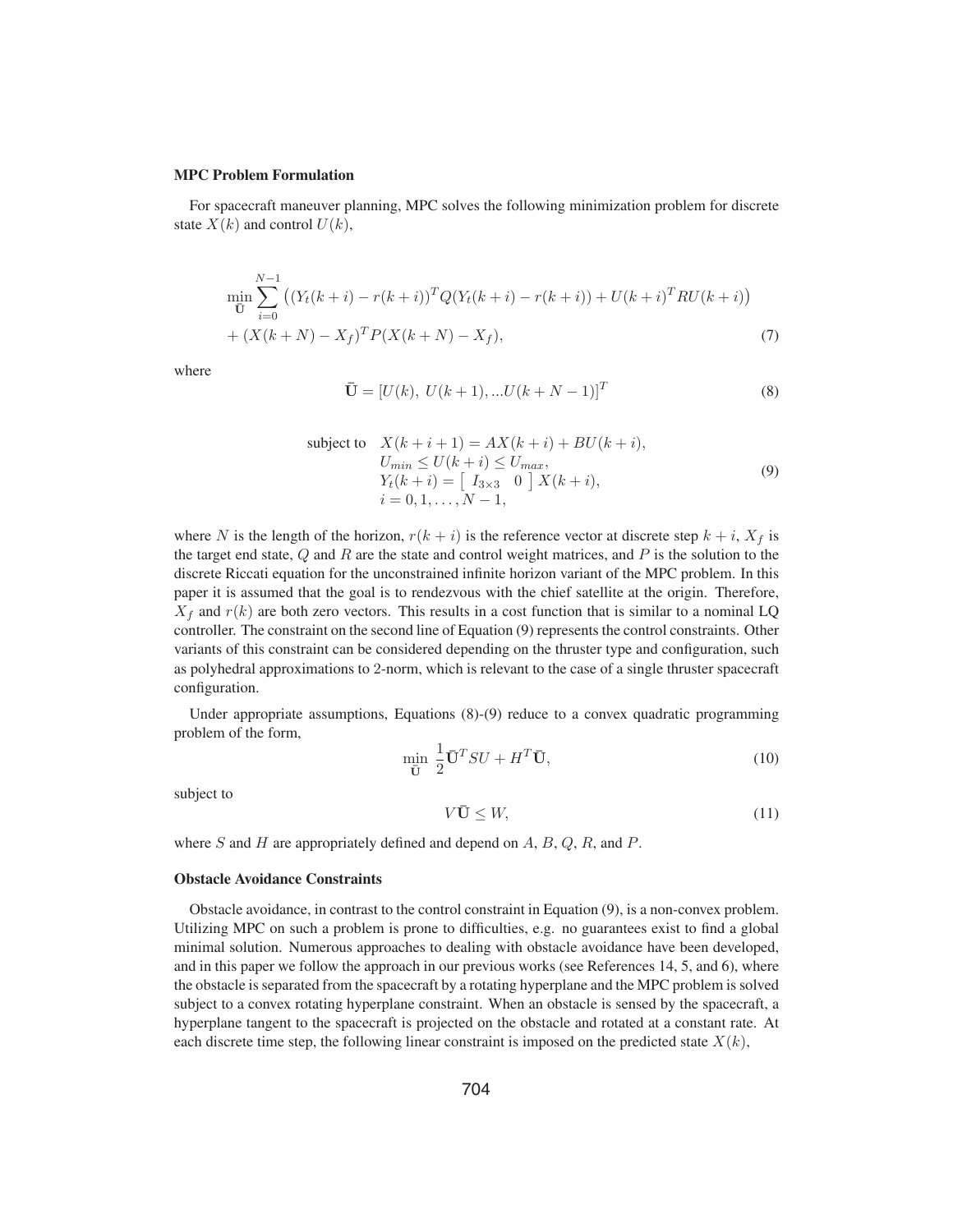**MPC Problem Formulation**

For spacecraft maneuver planning, MPC solves the following minimization problem for discrete state $X(k)$ and control $U(k)$,

$$
\begin{aligned}
\min_{\bar{\mathbf{U}}} \sum_{i=0}^{N-1} & \left((Y_t(k+i) - r(k+i))^T Q (Y_t(k+i) - r(k+i)) + U(k+i)^T R U(k+i)\right) \\
& + (X(k+N) - X_f)^T P (X(k+N) - X_f),
\end{aligned}
\tag{7}
$$

where

$$
\bar{\mathbf{U}} = [U(k),\ U(k+1), ... U(k+N-1)]^T \tag{8}
$$

$$
\begin{aligned}
\text{subject to} \quad & X(k+i+1) = AX(k+i) + BU(k+i), \\
& U_{min} \leq U(k+i) \leq U_{max}, \\
& Y_t(k+i) = \begin{bmatrix} I_{3\times3} & 0 \end{bmatrix} X(k+i), \\
& i = 0, 1, \ldots, N-1,
\end{aligned}
\tag{9}
$$

where $N$ is the length of the horizon, $r(k+i)$ is the reference vector at discrete step $k+i$, $X_f$ is the target end state, $Q$ and $R$ are the state and control weight matrices, and $P$ is the solution to the discrete Riccati equation for the unconstrained infinite horizon variant of the MPC problem. In this paper it is assumed that the goal is to rendezvous with the chief satellite at the origin. Therefore, $X_f$ and $r(k)$ are both zero vectors. This results in a cost function that is similar to a nominal LQ controller. The constraint on the second line of Equation (9) represents the control constraints. Other variants of this constraint can be considered depending on the thruster type and configuration, such as polyhedral approximations to 2-norm, which is relevant to the case of a single thruster spacecraft configuration.

Under appropriate assumptions, Equations (8)-(9) reduce to a convex quadratic programming problem of the form,

$$
\min_{\bar{\mathbf{U}}} \ \frac{1}{2} \bar{\mathbf{U}}^T S U + H^T \bar{\mathbf{U}}, \tag{10}
$$

subject to

$$
V \bar{\mathbf{U}} \leq W, \tag{11}
$$

where $S$ and $H$ are appropriately defined and depend on $A$, $B$, $Q$, $R$, and $P$.

**Obstacle Avoidance Constraints**

Obstacle avoidance, in contrast to the control constraint in Equation (9), is a non-convex problem. Utilizing MPC on such a problem is prone to difficulties, e.g. no guarantees exist to find a global minimal solution. Numerous approaches to dealing with obstacle avoidance have been developed, and in this paper we follow the approach in our previous works (see References 14, 5, and 6), where the obstacle is separated from the spacecraft by a rotating hyperplane and the MPC problem is solved subject to a convex rotating hyperplane constraint. When an obstacle is sensed by the spacecraft, a hyperplane tangent to the spacecraft is projected on the obstacle and rotated at a constant rate. At each discrete time step, the following linear constraint is imposed on the predicted state $X(k)$,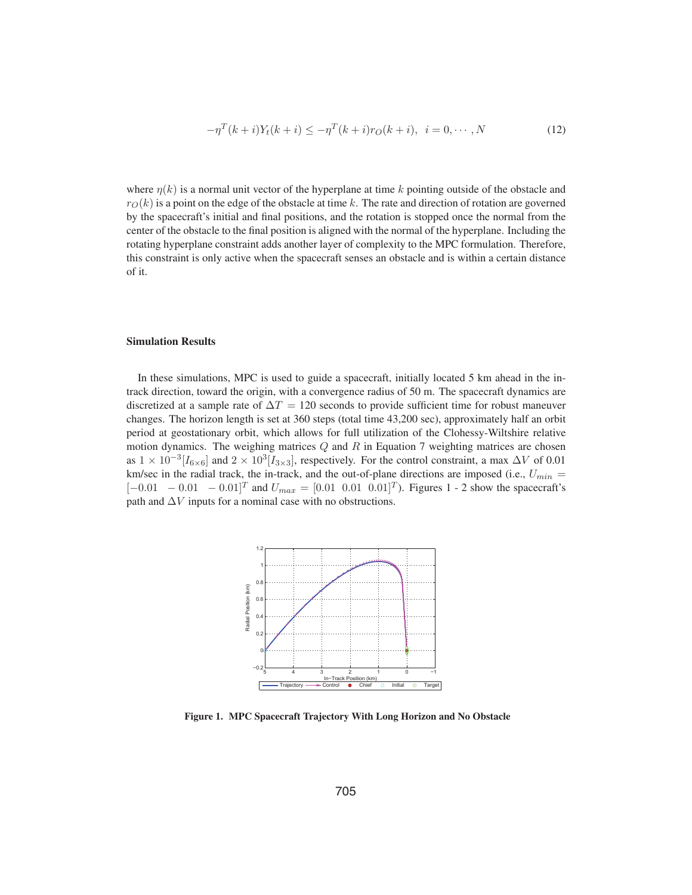$$-\eta^T(k+i)Y_t(k+i) \leq -\eta^T(k+i)r_O(k+i), \;\; i = 0, \cdots, N \tag{12}$$

where $\eta(k)$ is a normal unit vector of the hyperplane at time $k$ pointing outside of the obstacle and $r_O(k)$ is a point on the edge of the obstacle at time $k$. The rate and direction of rotation are governed by the spacecraft's initial and final positions, and the rotation is stopped once the normal from the center of the obstacle to the final position is aligned with the normal of the hyperplane. Including the rotating hyperplane constraint adds another layer of complexity to the MPC formulation. Therefore, this constraint is only active when the spacecraft senses an obstacle and is within a certain distance of it.

### Simulation Results

In these simulations, MPC is used to guide a spacecraft, initially located 5 km ahead in the in-track direction, toward the origin, with a convergence radius of 50 m. The spacecraft dynamics are discretized at a sample rate of $\Delta T = 120$ seconds to provide sufficient time for robust maneuver changes. The horizon length is set at 360 steps (total time 43,200 sec), approximately half an orbit period at geostationary orbit, which allows for full utilization of the Clohessy-Wiltshire relative motion dynamics. The weighing matrices $Q$ and $R$ in Equation 7 weighting matrices are chosen as $1 \times 10^{-3}[I_{6\times6}]$ and $2 \times 10^{3}[I_{3\times3}]$, respectively. For the control constraint, a max $\Delta V$ of 0.01 km/sec in the radial track, the in-track, and the out-of-plane directions are imposed (i.e., $U_{min} = [-0.01 \;\; -0.01 \;\; -0.01]^T$ and $U_{max} = [0.01 \;\; 0.01 \;\; 0.01]^T$). Figures 1 - 2 show the spacecraft's path and $\Delta V$ inputs for a nominal case with no obstructions.

**Figure 1. MPC Spacecraft Trajectory With Long Horizon and No Obstacle**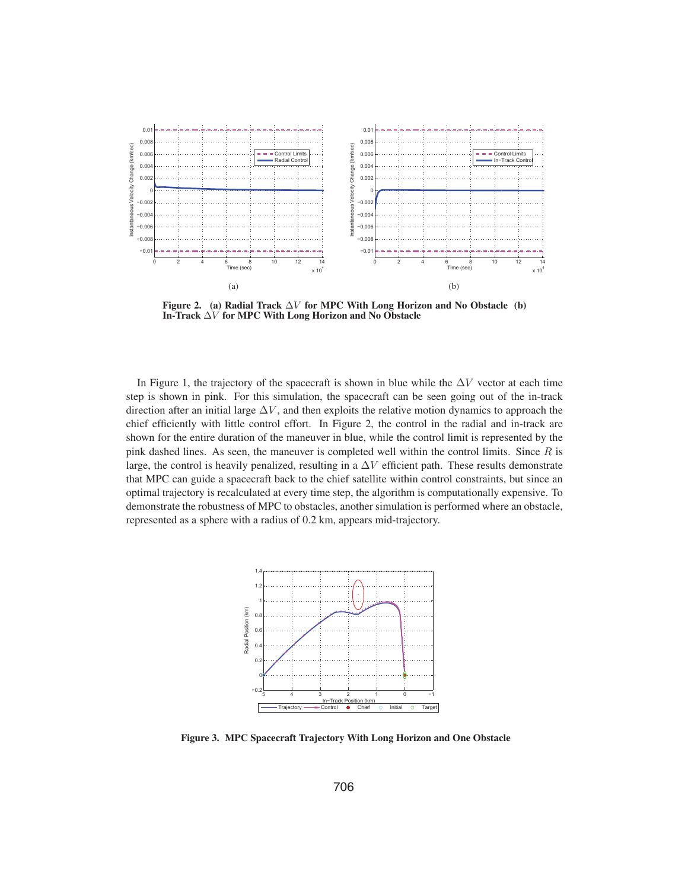**Figure 2. (a) Radial Track $\Delta V$ for MPC With Long Horizon and No Obstacle (b) In-Track $\Delta V$ for MPC With Long Horizon and No Obstacle**

In Figure 1, the trajectory of the spacecraft is shown in blue while the $\Delta V$ vector at each time step is shown in pink. For this simulation, the spacecraft can be seen going out of the in-track direction after an initial large $\Delta V$, and then exploits the relative motion dynamics to approach the chief efficiently with little control effort. In Figure 2, the control in the radial and in-track are shown for the entire duration of the maneuver in blue, while the control limit is represented by the pink dashed lines. As seen, the maneuver is completed well within the control limits. Since $R$ is large, the control is heavily penalized, resulting in a $\Delta V$ efficient path. These results demonstrate that MPC can guide a spacecraft back to the chief satellite within control constraints, but since an optimal trajectory is recalculated at every time step, the algorithm is computationally expensive. To demonstrate the robustness of MPC to obstacles, another simulation is performed where an obstacle, represented as a sphere with a radius of 0.2 km, appears mid-trajectory.

**Figure 3. MPC Spacecraft Trajectory With Long Horizon and One Obstacle**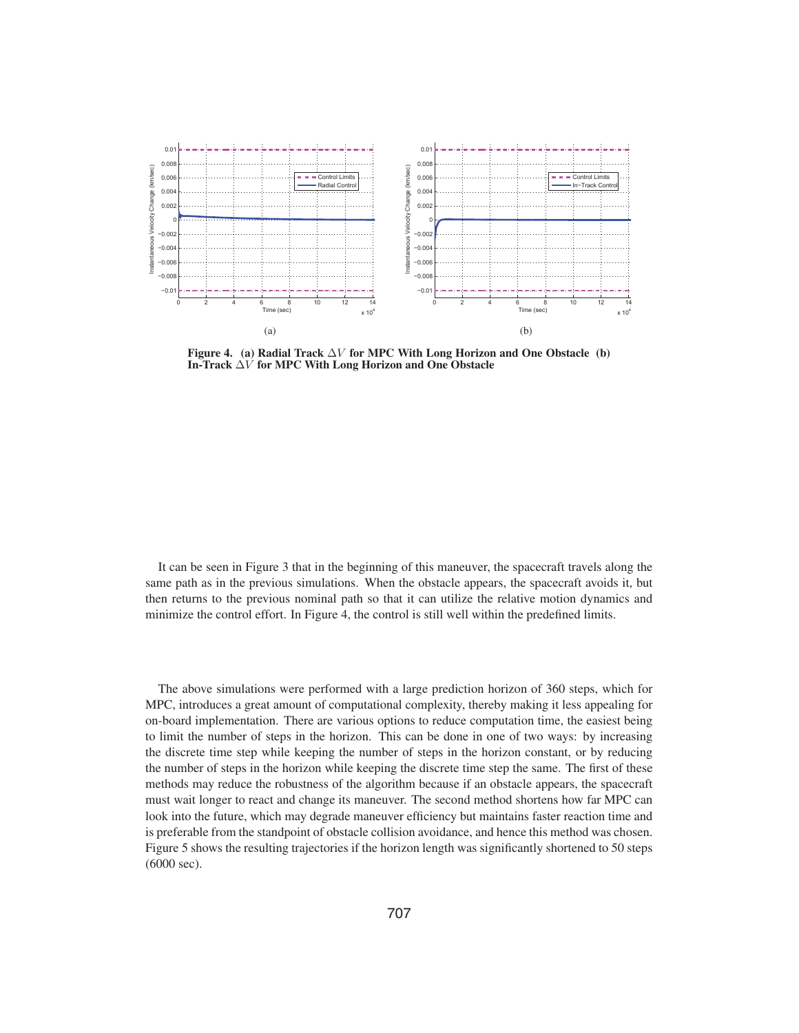**Figure 4. (a) Radial Track $\Delta V$ for MPC With Long Horizon and One Obstacle (b) In-Track $\Delta V$ for MPC With Long Horizon and One Obstacle**

It can be seen in Figure 3 that in the beginning of this maneuver, the spacecraft travels along the same path as in the previous simulations. When the obstacle appears, the spacecraft avoids it, but then returns to the previous nominal path so that it can utilize the relative motion dynamics and minimize the control effort. In Figure 4, the control is still well within the predefined limits.

The above simulations were performed with a large prediction horizon of 360 steps, which for MPC, introduces a great amount of computational complexity, thereby making it less appealing for on-board implementation. There are various options to reduce computation time, the easiest being to limit the number of steps in the horizon. This can be done in one of two ways: by increasing the discrete time step while keeping the number of steps in the horizon constant, or by reducing the number of steps in the horizon while keeping the discrete time step the same. The first of these methods may reduce the robustness of the algorithm because if an obstacle appears, the spacecraft must wait longer to react and change its maneuver. The second method shortens how far MPC can look into the future, which may degrade maneuver efficiency but maintains faster reaction time and is preferable from the standpoint of obstacle collision avoidance, and hence this method was chosen. Figure 5 shows the resulting trajectories if the horizon length was significantly shortened to 50 steps (6000 sec).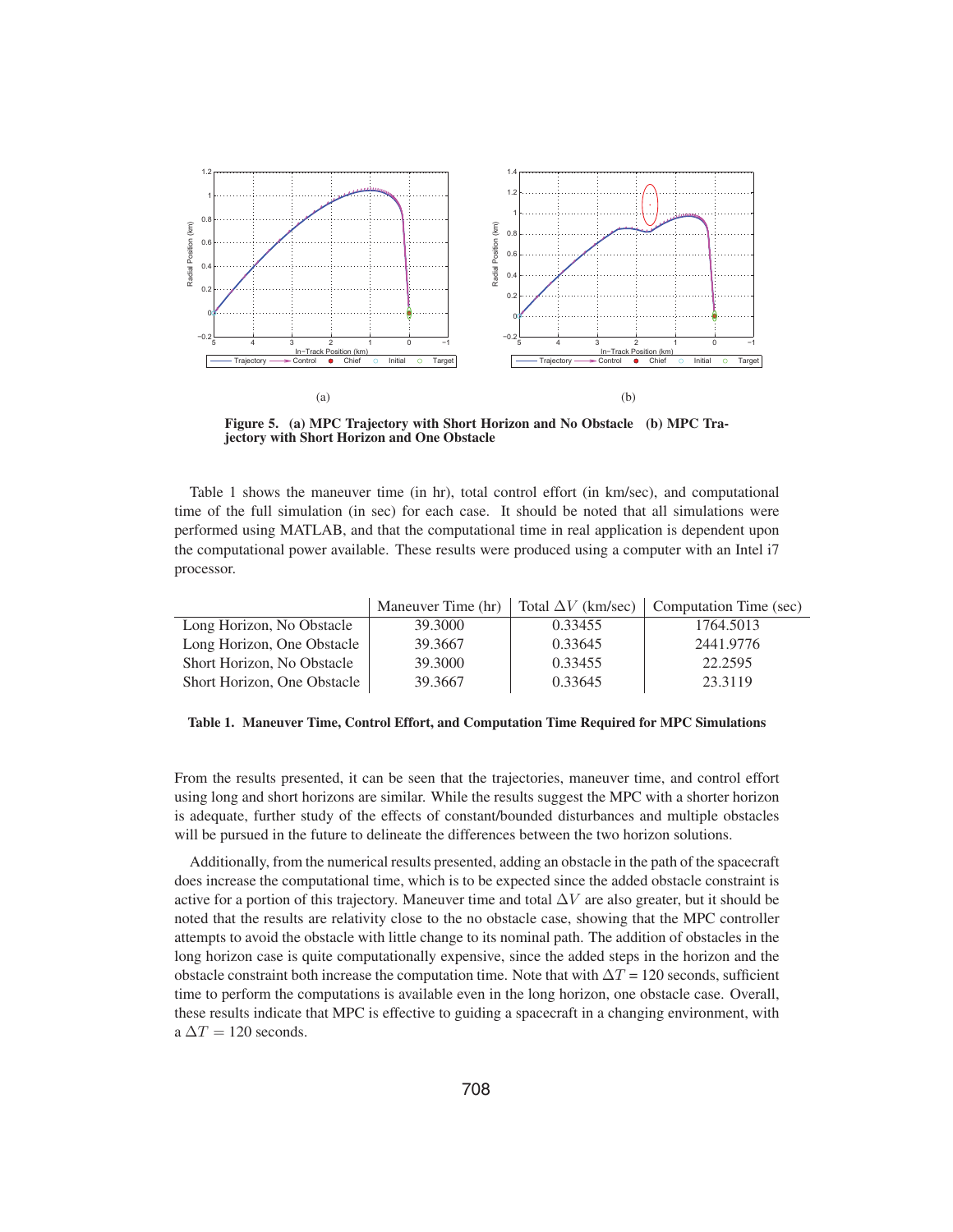(a)

(b)

**Figure 5. (a) MPC Trajectory with Short Horizon and No Obstacle (b) MPC Trajectory with Short Horizon and One Obstacle**

Table 1 shows the maneuver time (in hr), total control effort (in km/sec), and computational time of the full simulation (in sec) for each case. It should be noted that all simulations were performed using MATLAB, and that the computational time in real application is dependent upon the computational power available. These results were produced using a computer with an Intel i7 processor.

| | Maneuver Time (hr) | Total $\Delta V$ (km/sec) | Computation Time (sec) |
|---|---|---|---|
| Long Horizon, No Obstacle | 39.3000 | 0.33455 | 1764.5013 |
| Long Horizon, One Obstacle | 39.3667 | 0.33645 | 2441.9776 |
| Short Horizon, No Obstacle | 39.3000 | 0.33455 | 22.2595 |
| Short Horizon, One Obstacle | 39.3667 | 0.33645 | 23.3119 |

**Table 1. Maneuver Time, Control Effort, and Computation Time Required for MPC Simulations**

From the results presented, it can be seen that the trajectories, maneuver time, and control effort using long and short horizons are similar. While the results suggest the MPC with a shorter horizon is adequate, further study of the effects of constant/bounded disturbances and multiple obstacles will be pursued in the future to delineate the differences between the two horizon solutions.

Additionally, from the numerical results presented, adding an obstacle in the path of the spacecraft does increase the computational time, which is to be expected since the added obstacle constraint is active for a portion of this trajectory. Maneuver time and total $\Delta V$ are also greater, but it should be noted that the results are relativity close to the no obstacle case, showing that the MPC controller attempts to avoid the obstacle with little change to its nominal path. The addition of obstacles in the long horizon case is quite computationally expensive, since the added steps in the horizon and the obstacle constraint both increase the computation time. Note that with $\Delta T$ = 120 seconds, sufficient time to perform the computations is available even in the long horizon, one obstacle case. Overall, these results indicate that MPC is effective to guiding a spacecraft in a changing environment, with a $\Delta T = 120$ seconds.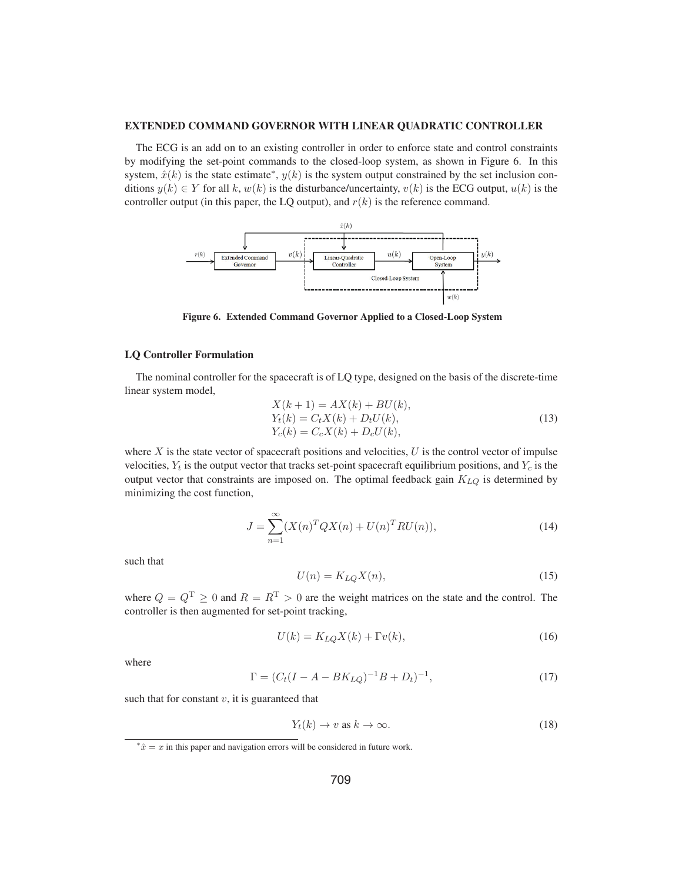## EXTENDED COMMAND GOVERNOR WITH LINEAR QUADRATIC CONTROLLER

The ECG is an add on to an existing controller in order to enforce state and control constraints by modifying the set-point commands to the closed-loop system, as shown in Figure 6. In this system, $\hat{x}(k)$ is the state estimate*, $y(k)$ is the system output constrained by the set inclusion conditions $y(k) \in Y$ for all $k$, $w(k)$ is the disturbance/uncertainty, $v(k)$ is the ECG output, $u(k)$ is the controller output (in this paper, the LQ output), and $r(k)$ is the reference command.

**Figure 6. Extended Command Governor Applied to a Closed-Loop System**

### LQ Controller Formulation

The nominal controller for the spacecraft is of LQ type, designed on the basis of the discrete-time linear system model,

$$
\begin{aligned}
X(k+1) &= AX(k) + BU(k), \\
Y_t(k) &= C_t X(k) + D_t U(k), \\
Y_c(k) &= C_c X(k) + D_c U(k),
\end{aligned}
\tag{13}
$$

where $X$ is the state vector of spacecraft positions and velocities, $U$ is the control vector of impulse velocities, $Y_t$ is the output vector that tracks set-point spacecraft equilibrium positions, and $Y_c$ is the output vector that constraints are imposed on. The optimal feedback gain $K_{LQ}$ is determined by minimizing the cost function,

$$
J = \sum_{n=1}^{\infty} (X(n)^T Q X(n) + U(n)^T R U(n)),
\tag{14}
$$

such that

$$
U(n) = K_{LQ} X(n),
\tag{15}
$$

where $Q = Q^{\mathrm{T}} \geq 0$ and $R = R^{\mathrm{T}} > 0$ are the weight matrices on the state and the control. The controller is then augmented for set-point tracking,

$$
U(k) = K_{LQ} X(k) + \Gamma v(k),
\tag{16}
$$

where

$$
\Gamma = (C_t (I - A - BK_{LQ})^{-1} B + D_t)^{-1},
\tag{17}
$$

such that for constant $v$, it is guaranteed that

$$
Y_t(k) \to v \text{ as } k \to \infty.
\tag{18}
$$

*$\hat{x} = x$ in this paper and navigation errors will be considered in future work.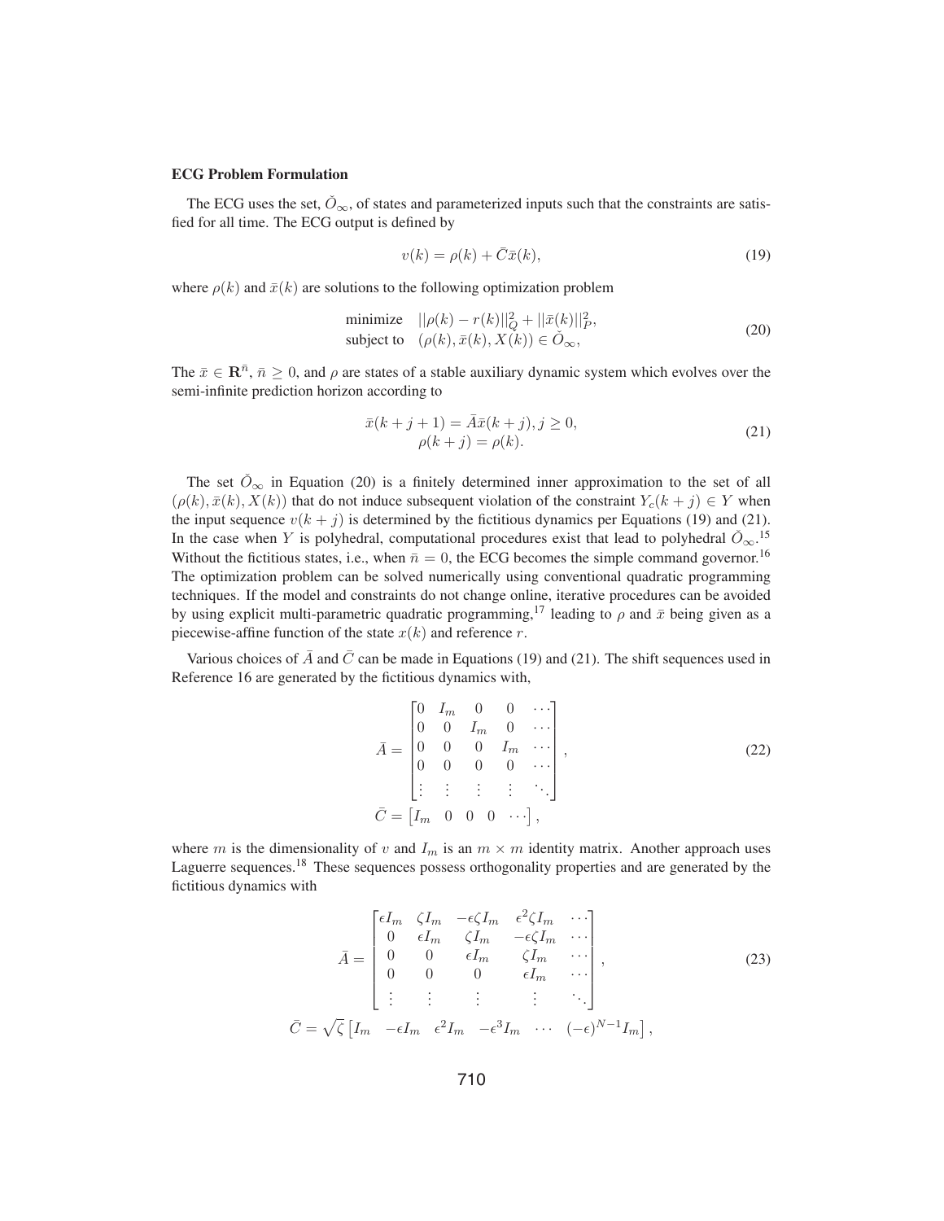**ECG Problem Formulation**

The ECG uses the set, $\tilde{O}_\infty$, of states and parameterized inputs such that the constraints are satisfied for all time. The ECG output is defined by

$$v(k) = \rho(k) + \bar{C}\bar{x}(k), \tag{19}$$

where $\rho(k)$ and $\bar{x}(k)$ are solutions to the following optimization problem

$$\begin{aligned} \text{minimize} \quad & ||\rho(k) - r(k)||_Q^2 + ||\bar{x}(k)||_P^2, \\ \text{subject to} \quad & (\rho(k), \bar{x}(k), X(k)) \in \tilde{O}_\infty, \end{aligned} \tag{20}$$

The $\bar{x} \in \mathbf{R}^{\bar{n}}$, $\bar{n} \geq 0$, and $\rho$ are states of a stable auxiliary dynamic system which evolves over the semi-infinite prediction horizon according to

$$\begin{aligned} \bar{x}(k+j+1) &= \bar{A}\bar{x}(k+j), j \geq 0, \\ \rho(k+j) &= \rho(k). \end{aligned} \tag{21}$$

The set $\tilde{O}_\infty$ in Equation (20) is a finitely determined inner approximation to the set of all $(\rho(k), \bar{x}(k), X(k))$ that do not induce subsequent violation of the constraint $Y_c(k+j) \in Y$ when the input sequence $v(k+j)$ is determined by the fictitious dynamics per Equations (19) and (21). In the case when $Y$ is polyhedral, computational procedures exist that lead to polyhedral $\tilde{O}_\infty$.[15] Without the fictitious states, i.e., when $\bar{n} = 0$, the ECG becomes the simple command governor.[16] The optimization problem can be solved numerically using conventional quadratic programming techniques. If the model and constraints do not change online, iterative procedures can be avoided by using explicit multi-parametric quadratic programming,[17] leading to $\rho$ and $\bar{x}$ being given as a piecewise-affine function of the state $x(k)$ and reference $r$.

Various choices of $\bar{A}$ and $\bar{C}$ can be made in Equations (19) and (21). The shift sequences used in Reference 16 are generated by the fictitious dynamics with,

$$\begin{aligned} \bar{A} &= \begin{bmatrix} 0 & I_m & 0 & 0 & \cdots \\ 0 & 0 & I_m & 0 & \cdots \\ 0 & 0 & 0 & I_m & \cdots \\ 0 & 0 & 0 & 0 & \cdots \\ \vdots & \vdots & \vdots & \vdots & \ddots \end{bmatrix}, \\ \bar{C} &= \begin{bmatrix} I_m & 0 & 0 & 0 & \cdots \end{bmatrix}, \end{aligned} \tag{22}$$

where $m$ is the dimensionality of $v$ and $I_m$ is an $m \times m$ identity matrix. Another approach uses Laguerre sequences.[18] These sequences possess orthogonality properties and are generated by the fictitious dynamics with

$$\begin{aligned} \bar{A} &= \begin{bmatrix} \epsilon I_m & \zeta I_m & -\epsilon\zeta I_m & \epsilon^2\zeta I_m & \cdots \\ 0 & \epsilon I_m & \zeta I_m & -\epsilon\zeta I_m & \cdots \\ 0 & 0 & \epsilon I_m & \zeta I_m & \cdots \\ 0 & 0 & 0 & \epsilon I_m & \cdots \\ \vdots & \vdots & \vdots & \vdots & \ddots \end{bmatrix}, \\ \bar{C} &= \sqrt{\zeta}\begin{bmatrix} I_m & -\epsilon I_m & \epsilon^2 I_m & -\epsilon^3 I_m & \cdots & (-\epsilon)^{N-1} I_m \end{bmatrix}, \end{aligned} \tag{23}$$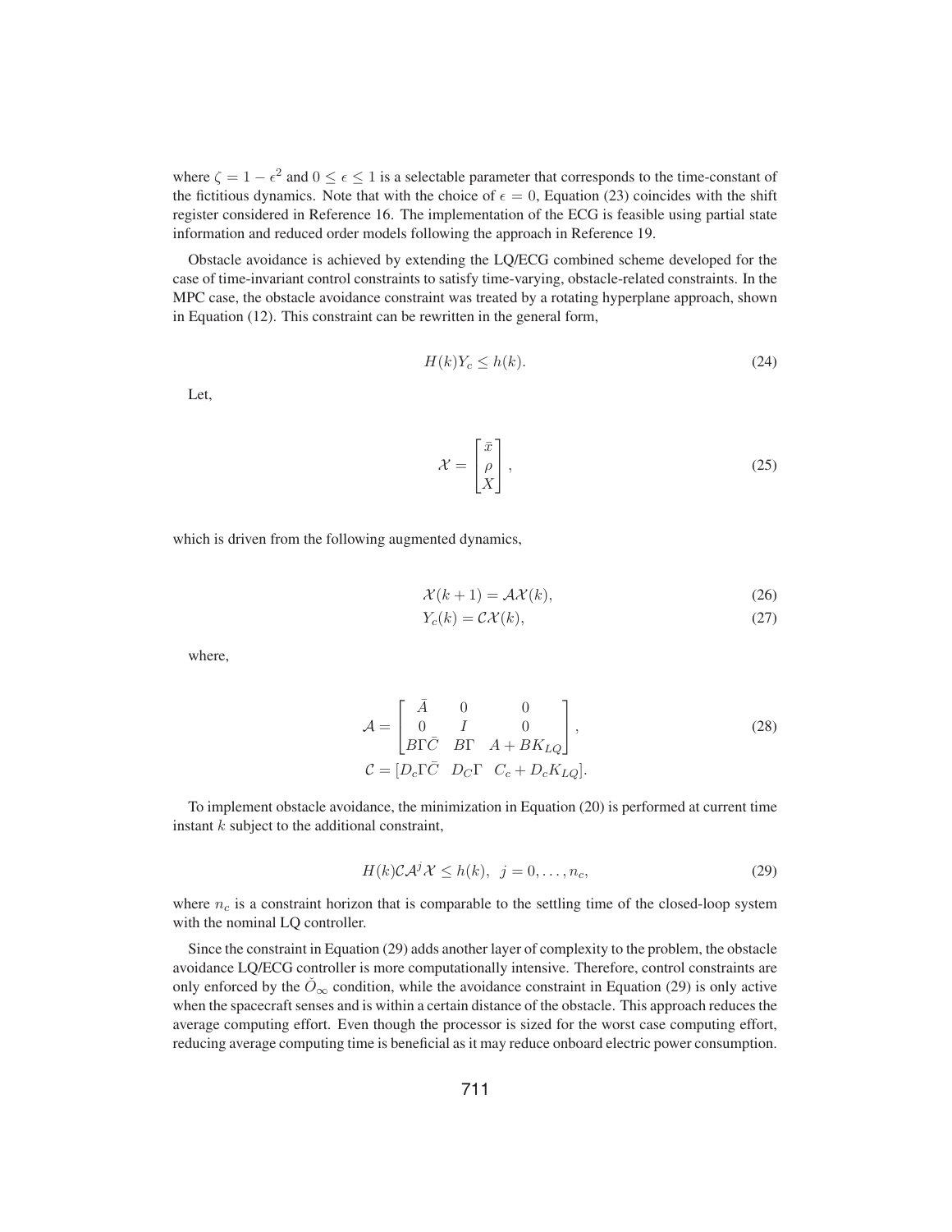where $\zeta = 1 - \epsilon^2$ and $0 \leq \epsilon \leq 1$ is a selectable parameter that corresponds to the time-constant of the fictitious dynamics. Note that with the choice of $\epsilon = 0$, Equation (23) coincides with the shift register considered in Reference 16. The implementation of the ECG is feasible using partial state information and reduced order models following the approach in Reference 19.

Obstacle avoidance is achieved by extending the LQ/ECG combined scheme developed for the case of time-invariant control constraints to satisfy time-varying, obstacle-related constraints. In the MPC case, the obstacle avoidance constraint was treated by a rotating hyperplane approach, shown in Equation (12). This constraint can be rewritten in the general form,

$$H(k)Y_c \leq h(k). \tag{24}$$

Let,

$$\mathcal{X} = \begin{bmatrix} \bar{x} \\ \rho \\ X \end{bmatrix}, \tag{25}$$

which is driven from the following augmented dynamics,

$$\mathcal{X}(k+1) = \mathcal{A}\mathcal{X}(k), \tag{26}$$

$$Y_c(k) = \mathcal{C}\mathcal{X}(k), \tag{27}$$

where,

$$\mathcal{A} = \begin{bmatrix} \bar{A} & 0 & 0 \\ 0 & I & 0 \\ B\Gamma\bar{C} & B\Gamma & A + BK_{LQ} \end{bmatrix}, \tag{28}$$

$$\mathcal{C} = [D_c\Gamma\bar{C} \quad D_C\Gamma \quad C_c + D_cK_{LQ}].$$

To implement obstacle avoidance, the minimization in Equation (20) is performed at current time instant $k$ subject to the additional constraint,

$$H(k)\mathcal{C}\mathcal{A}^j\mathcal{X} \leq h(k), \;\; j = 0, \ldots, n_c, \tag{29}$$

where $n_c$ is a constraint horizon that is comparable to the settling time of the closed-loop system with the nominal LQ controller.

Since the constraint in Equation (29) adds another layer of complexity to the problem, the obstacle avoidance LQ/ECG controller is more computationally intensive. Therefore, control constraints are only enforced by the $\tilde{O}_\infty$ condition, while the avoidance constraint in Equation (29) is only active when the spacecraft senses and is within a certain distance of the obstacle. This approach reduces the average computing effort. Even though the processor is sized for the worst case computing effort, reducing average computing time is beneficial as it may reduce onboard electric power consumption.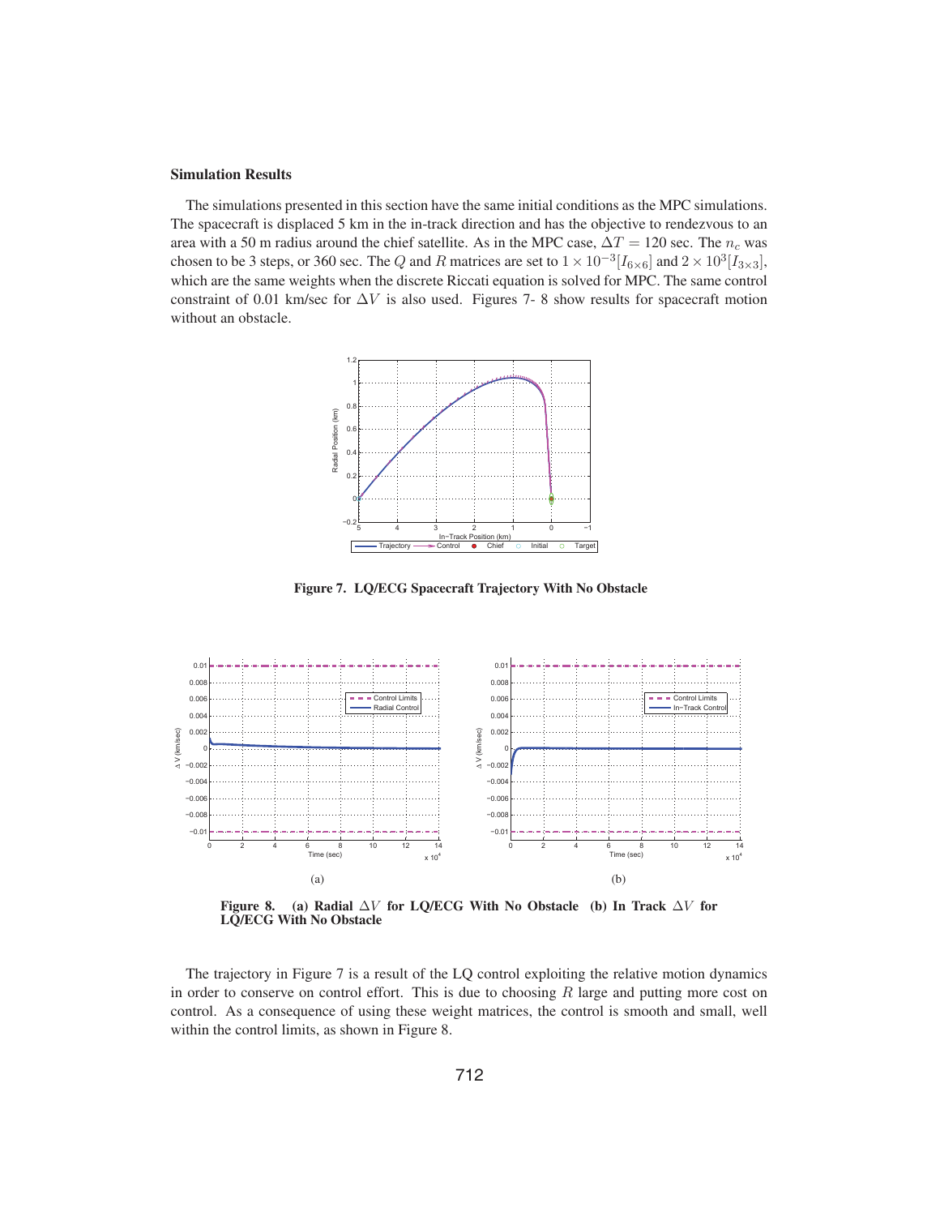### Simulation Results

The simulations presented in this section have the same initial conditions as the MPC simulations. The spacecraft is displaced 5 km in the in-track direction and has the objective to rendezvous to an area with a 50 m radius around the chief satellite. As in the MPC case, $\Delta T = 120$ sec. The $n_c$ was chosen to be 3 steps, or 360 sec. The $Q$ and $R$ matrices are set to $1 \times 10^{-3}[I_{6\times6}]$ and $2 \times 10^{3}[I_{3\times3}]$, which are the same weights when the discrete Riccati equation is solved for MPC. The same control constraint of 0.01 km/sec for $\Delta V$ is also used. Figures 7- 8 show results for spacecraft motion without an obstacle.

**Figure 7. LQ/ECG Spacecraft Trajectory With No Obstacle**

**Figure 8. (a) Radial $\Delta V$ for LQ/ECG With No Obstacle (b) In Track $\Delta V$ for LQ/ECG With No Obstacle**

The trajectory in Figure 7 is a result of the LQ control exploiting the relative motion dynamics in order to conserve on control effort. This is due to choosing $R$ large and putting more cost on control. As a consequence of using these weight matrices, the control is smooth and small, well within the control limits, as shown in Figure 8.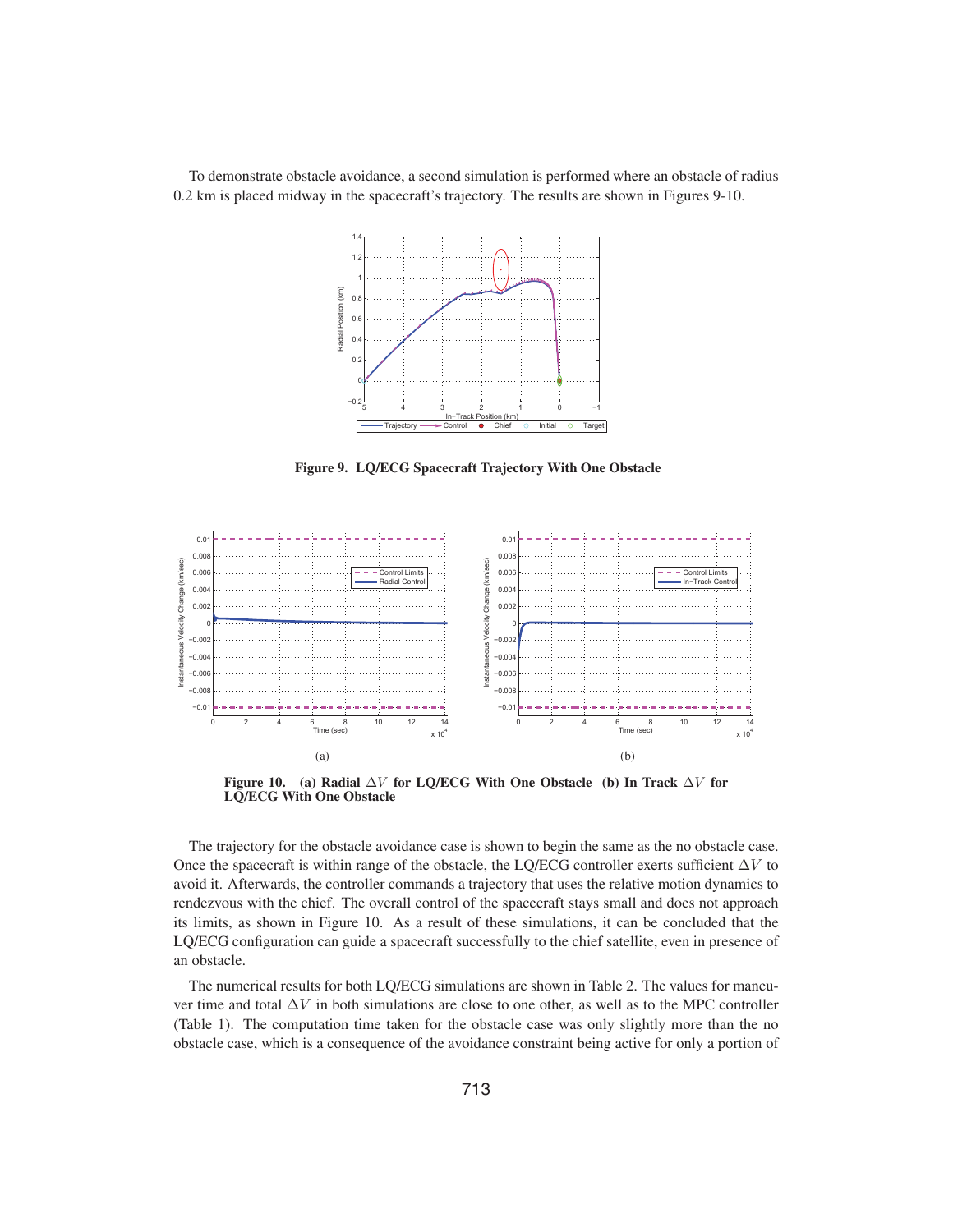To demonstrate obstacle avoidance, a second simulation is performed where an obstacle of radius 0.2 km is placed midway in the spacecraft's trajectory. The results are shown in Figures 9-10.

**Figure 9. LQ/ECG Spacecraft Trajectory With One Obstacle**

(a)

(b)

**Figure 10. (a) Radial $\Delta V$ for LQ/ECG With One Obstacle (b) In Track $\Delta V$ for LQ/ECG With One Obstacle**

The trajectory for the obstacle avoidance case is shown to begin the same as the no obstacle case. Once the spacecraft is within range of the obstacle, the LQ/ECG controller exerts sufficient $\Delta V$ to avoid it. Afterwards, the controller commands a trajectory that uses the relative motion dynamics to rendezvous with the chief. The overall control of the spacecraft stays small and does not approach its limits, as shown in Figure 10. As a result of these simulations, it can be concluded that the LQ/ECG configuration can guide a spacecraft successfully to the chief satellite, even in presence of an obstacle.

The numerical results for both LQ/ECG simulations are shown in Table 2. The values for maneuver time and total $\Delta V$ in both simulations are close to one other, as well as to the MPC controller (Table 1). The computation time taken for the obstacle case was only slightly more than the no obstacle case, which is a consequence of the avoidance constraint being active for only a portion of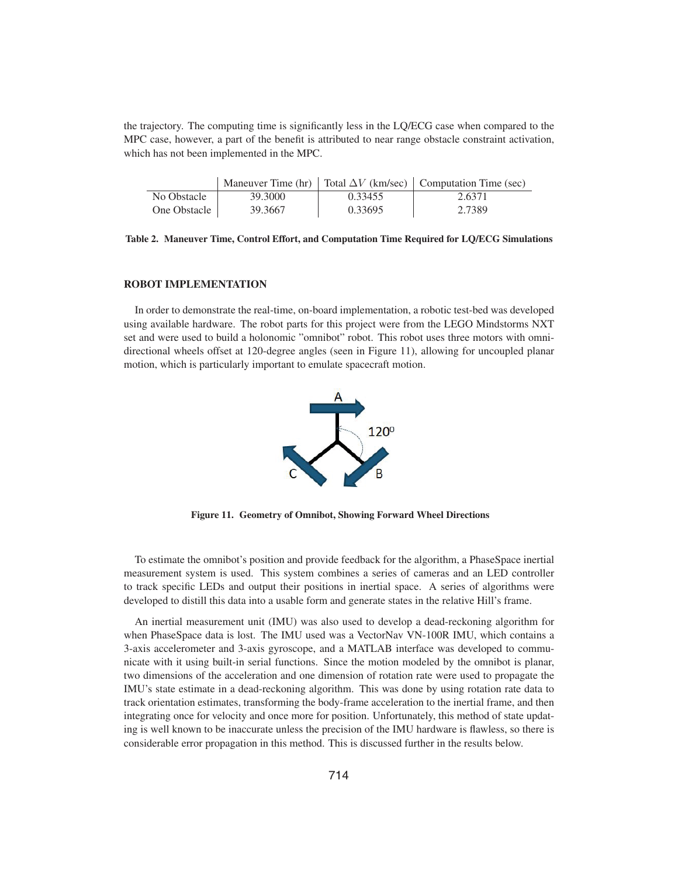the trajectory. The computing time is significantly less in the LQ/ECG case when compared to the MPC case, however, a part of the benefit is attributed to near range obstacle constraint activation, which has not been implemented in the MPC.

| | Maneuver Time (hr) | Total $\Delta V$ (km/sec) | Computation Time (sec) |
|---|---|---|---|
| No Obstacle | 39.3000 | 0.33455 | 2.6371 |
| One Obstacle | 39.3667 | 0.33695 | 2.7389 |

**Table 2. Maneuver Time, Control Effort, and Computation Time Required for LQ/ECG Simulations**

## ROBOT IMPLEMENTATION

In order to demonstrate the real-time, on-board implementation, a robotic test-bed was developed using available hardware. The robot parts for this project were from the LEGO Mindstorms NXT set and were used to build a holonomic "omnibot" robot. This robot uses three motors with omni-directional wheels offset at 120-degree angles (seen in Figure 11), allowing for uncoupled planar motion, which is particularly important to emulate spacecraft motion.

**Figure 11. Geometry of Omnibot, Showing Forward Wheel Directions**

To estimate the omnibot's position and provide feedback for the algorithm, a PhaseSpace inertial measurement system is used. This system combines a series of cameras and an LED controller to track specific LEDs and output their positions in inertial space. A series of algorithms were developed to distill this data into a usable form and generate states in the relative Hill's frame.

An inertial measurement unit (IMU) was also used to develop a dead-reckoning algorithm for when PhaseSpace data is lost. The IMU used was a VectorNav VN-100R IMU, which contains a 3-axis accelerometer and 3-axis gyroscope, and a MATLAB interface was developed to communicate with it using built-in serial functions. Since the motion modeled by the omnibot is planar, two dimensions of the acceleration and one dimension of rotation rate were used to propagate the IMU's state estimate in a dead-reckoning algorithm. This was done by using rotation rate data to track orientation estimates, transforming the body-frame acceleration to the inertial frame, and then integrating once for velocity and once more for position. Unfortunately, this method of state updating is well known to be inaccurate unless the precision of the IMU hardware is flawless, so there is considerable error propagation in this method. This is discussed further in the results below.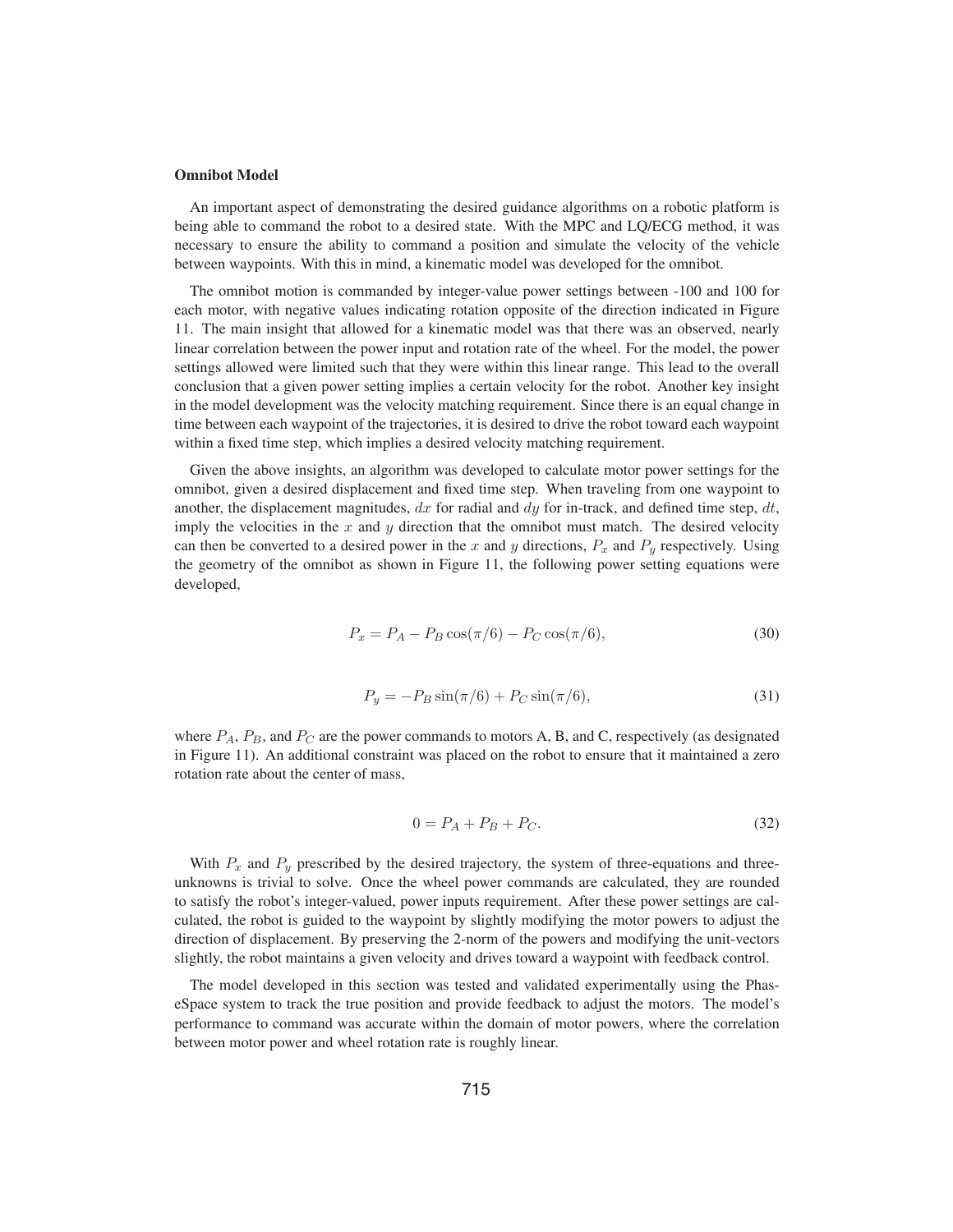**Omnibot Model**

An important aspect of demonstrating the desired guidance algorithms on a robotic platform is being able to command the robot to a desired state. With the MPC and LQ/ECG method, it was necessary to ensure the ability to command a position and simulate the velocity of the vehicle between waypoints. With this in mind, a kinematic model was developed for the omnibot.

The omnibot motion is commanded by integer-value power settings between -100 and 100 for each motor, with negative values indicating rotation opposite of the direction indicated in Figure 11. The main insight that allowed for a kinematic model was that there was an observed, nearly linear correlation between the power input and rotation rate of the wheel. For the model, the power settings allowed were limited such that they were within this linear range. This lead to the overall conclusion that a given power setting implies a certain velocity for the robot. Another key insight in the model development was the velocity matching requirement. Since there is an equal change in time between each waypoint of the trajectories, it is desired to drive the robot toward each waypoint within a fixed time step, which implies a desired velocity matching requirement.

Given the above insights, an algorithm was developed to calculate motor power settings for the omnibot, given a desired displacement and fixed time step. When traveling from one waypoint to another, the displacement magnitudes, $dx$ for radial and $dy$ for in-track, and defined time step, $dt$, imply the velocities in the $x$ and $y$ direction that the omnibot must match. The desired velocity can then be converted to a desired power in the $x$ and $y$ directions, $P_x$ and $P_y$ respectively. Using the geometry of the omnibot as shown in Figure 11, the following power setting equations were developed,

$$P_x = P_A - P_B \cos(\pi/6) - P_C \cos(\pi/6), \tag{30}$$

$$P_y = -P_B \sin(\pi/6) + P_C \sin(\pi/6), \tag{31}$$

where $P_A$, $P_B$, and $P_C$ are the power commands to motors A, B, and C, respectively (as designated in Figure 11). An additional constraint was placed on the robot to ensure that it maintained a zero rotation rate about the center of mass,

$$0 = P_A + P_B + P_C. \tag{32}$$

With $P_x$ and $P_y$ prescribed by the desired trajectory, the system of three-equations and three-unknowns is trivial to solve. Once the wheel power commands are calculated, they are rounded to satisfy the robot's integer-valued, power inputs requirement. After these power settings are calculated, the robot is guided to the waypoint by slightly modifying the motor powers to adjust the direction of displacement. By preserving the 2-norm of the powers and modifying the unit-vectors slightly, the robot maintains a given velocity and drives toward a waypoint with feedback control.

The model developed in this section was tested and validated experimentally using the PhaseSpace system to track the true position and provide feedback to adjust the motors. The model's performance to command was accurate within the domain of motor powers, where the correlation between motor power and wheel rotation rate is roughly linear.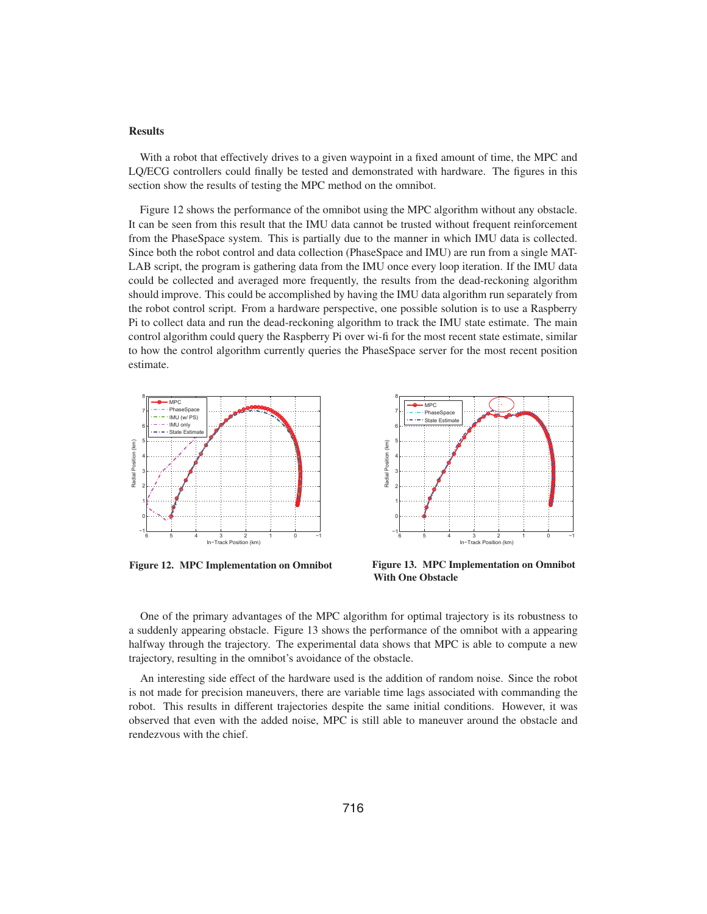## Results

With a robot that effectively drives to a given waypoint in a fixed amount of time, the MPC and LQ/ECG controllers could finally be tested and demonstrated with hardware. The figures in this section show the results of testing the MPC method on the omnibot.

Figure 12 shows the performance of the omnibot using the MPC algorithm without any obstacle. It can be seen from this result that the IMU data cannot be trusted without frequent reinforcement from the PhaseSpace system. This is partially due to the manner in which IMU data is collected. Since both the robot control and data collection (PhaseSpace and IMU) are run from a single MATLAB script, the program is gathering data from the IMU once every loop iteration. If the IMU data could be collected and averaged more frequently, the results from the dead-reckoning algorithm should improve. This could be accomplished by having the IMU data algorithm run separately from the robot control script. From a hardware perspective, one possible solution is to use a Raspberry Pi to collect data and run the dead-reckoning algorithm to track the IMU state estimate. The main control algorithm could query the Raspberry Pi over wi-fi for the most recent state estimate, similar to how the control algorithm currently queries the PhaseSpace server for the most recent position estimate.

**Figure 12. MPC Implementation on Omnibot**

**Figure 13. MPC Implementation on Omnibot With One Obstacle**

One of the primary advantages of the MPC algorithm for optimal trajectory is its robustness to a suddenly appearing obstacle. Figure 13 shows the performance of the omnibot with a appearing halfway through the trajectory. The experimental data shows that MPC is able to compute a new trajectory, resulting in the omnibot's avoidance of the obstacle.

An interesting side effect of the hardware used is the addition of random noise. Since the robot is not made for precision maneuvers, there are variable time lags associated with commanding the robot. This results in different trajectories despite the same initial conditions. However, it was observed that even with the added noise, MPC is still able to maneuver around the obstacle and rendezvous with the chief.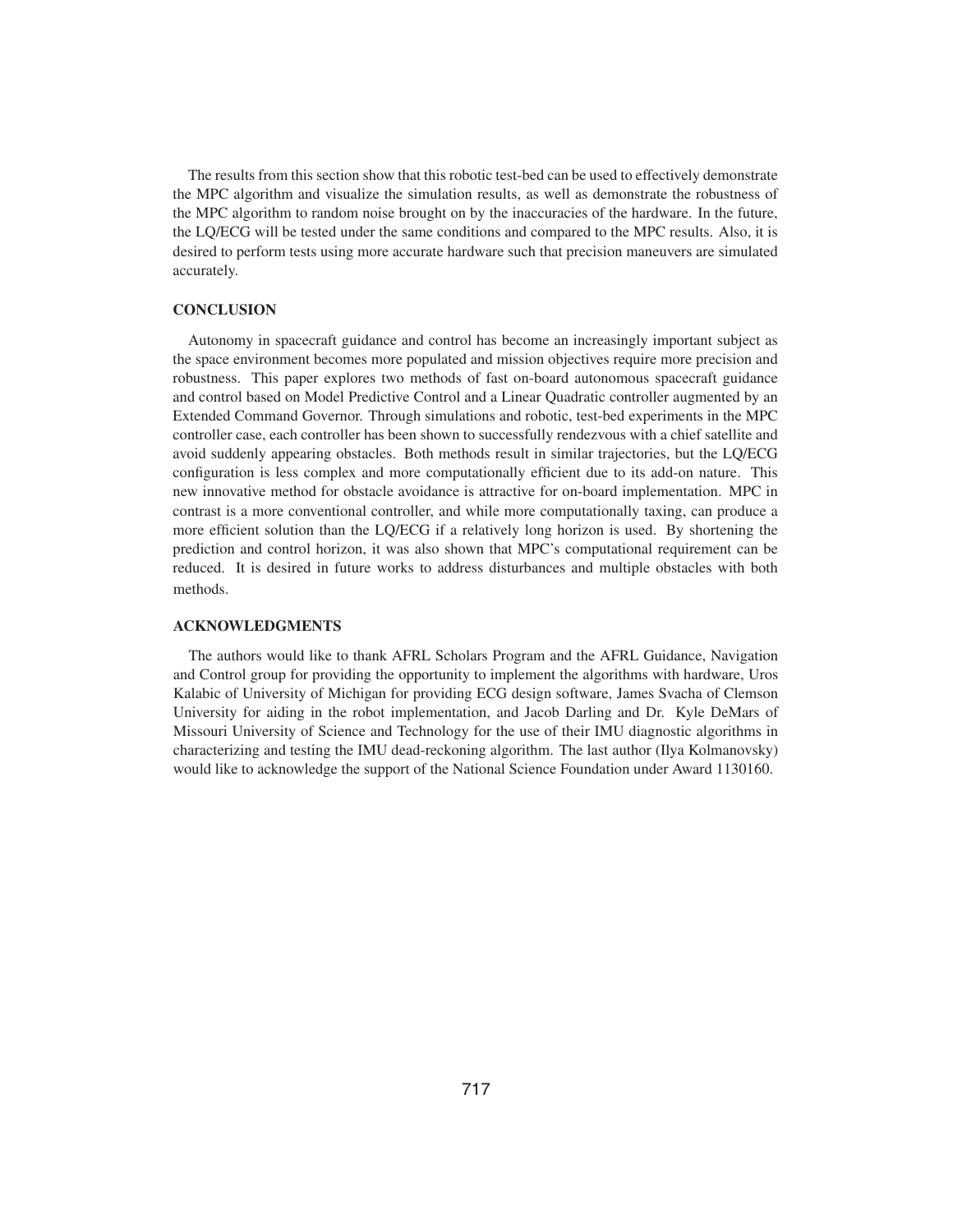The results from this section show that this robotic test-bed can be used to effectively demonstrate the MPC algorithm and visualize the simulation results, as well as demonstrate the robustness of the MPC algorithm to random noise brought on by the inaccuracies of the hardware. In the future, the LQ/ECG will be tested under the same conditions and compared to the MPC results. Also, it is desired to perform tests using more accurate hardware such that precision maneuvers are simulated accurately.

## CONCLUSION

Autonomy in spacecraft guidance and control has become an increasingly important subject as the space environment becomes more populated and mission objectives require more precision and robustness. This paper explores two methods of fast on-board autonomous spacecraft guidance and control based on Model Predictive Control and a Linear Quadratic controller augmented by an Extended Command Governor. Through simulations and robotic, test-bed experiments in the MPC controller case, each controller has been shown to successfully rendezvous with a chief satellite and avoid suddenly appearing obstacles. Both methods result in similar trajectories, but the LQ/ECG configuration is less complex and more computationally efficient due to its add-on nature. This new innovative method for obstacle avoidance is attractive for on-board implementation. MPC in contrast is a more conventional controller, and while more computationally taxing, can produce a more efficient solution than the LQ/ECG if a relatively long horizon is used. By shortening the prediction and control horizon, it was also shown that MPC's computational requirement can be reduced. It is desired in future works to address disturbances and multiple obstacles with both methods.

## ACKNOWLEDGMENTS

The authors would like to thank AFRL Scholars Program and the AFRL Guidance, Navigation and Control group for providing the opportunity to implement the algorithms with hardware, Uros Kalabic of University of Michigan for providing ECG design software, James Svacha of Clemson University for aiding in the robot implementation, and Jacob Darling and Dr. Kyle DeMars of Missouri University of Science and Technology for the use of their IMU diagnostic algorithms in characterizing and testing the IMU dead-reckoning algorithm. The last author (Ilya Kolmanovsky) would like to acknowledge the support of the National Science Foundation under Award 1130160.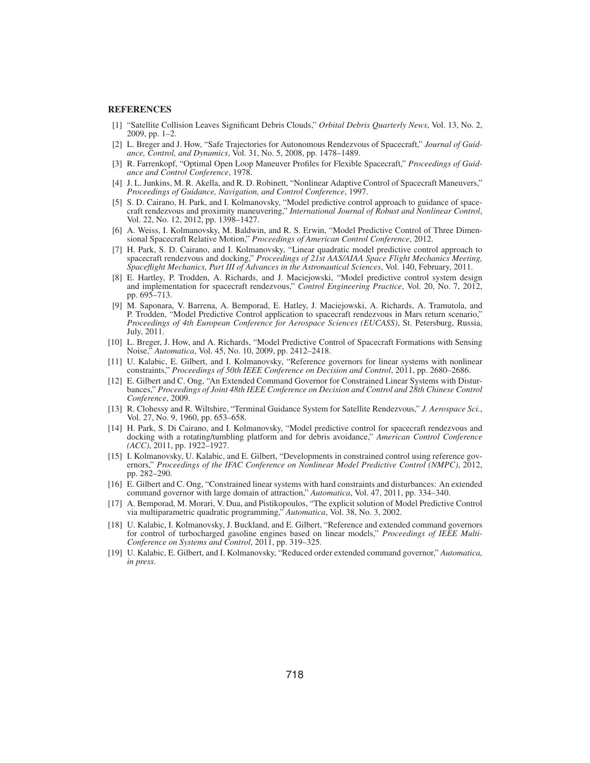**REFERENCES**

[1] "Satellite Collision Leaves Significant Debris Clouds," *Orbital Debris Quarterly News*, Vol. 13, No. 2, 2009, pp. 1–2.

[2] L. Breger and J. How, "Safe Trajectories for Autonomous Rendezvous of Spacecraft," *Journal of Guidance, Control, and Dynamics*, Vol. 31, No. 5, 2008, pp. 1478–1489.

[3] R. Farrenkopf, "Optimal Open Loop Maneuver Profiles for Flexible Spacecraft," *Proceedings of Guidance and Control Conference*, 1978.

[4] J. L. Junkins, M. R. Akella, and R. D. Robinett, "Nonlinear Adaptive Control of Spacecraft Maneuvers," *Proceedings of Guidance, Navigation, and Control Conference*, 1997.

[5] S. D. Cairano, H. Park, and I. Kolmanovsky, "Model predictive control approach to guidance of spacecraft rendezvous and proximity maneuvering," *International Journal of Robust and Nonlinear Control*, Vol. 22, No. 12, 2012, pp. 1398–1427.

[6] A. Weiss, I. Kolmanovsky, M. Baldwin, and R. S. Erwin, "Model Predictive Control of Three Dimensional Spacecraft Relative Motion," *Proceedings of American Control Conference*, 2012.

[7] H. Park, S. D. Cairano, and I. Kolmanovsky, "Linear quadratic model predictive control approach to spacecraft rendezvous and docking," *Proceedings of 21st AAS/AIAA Space Flight Mechanics Meeting, Spaceflight Mechanics, Part III of Advances in the Astronautical Sciences*, Vol. 140, February, 2011.

[8] E. Hartley, P. Trodden, A. Richards, and J. Maciejowski, "Model predictive control system design and implementation for spacecraft rendezvous," *Control Engineering Practice*, Vol. 20, No. 7, 2012, pp. 695–713.

[9] M. Saponara, V. Barrena, A. Bemporad, E. Hatley, J. Maciejowski, A. Richards, A. Tramutola, and P. Trodden, "Model Predictive Control application to spacecraft rendezvous in Mars return scenario," *Proceedings of 4th European Conference for Aerospace Sciences (EUCASS)*, St. Petersburg, Russia, July, 2011.

[10] L. Breger, J. How, and A. Richards, "Model Predictive Control of Spacecraft Formations with Sensing Noise," *Automatica*, Vol. 45, No. 10, 2009, pp. 2412–2418.

[11] U. Kalabic, E. Gilbert, and I. Kolmanovsky, "Reference governors for linear systems with nonlinear constraints," *Proceedings of 50th IEEE Conference on Decision and Control*, 2011, pp. 2680–2686.

[12] E. Gilbert and C. Ong, "An Extended Command Governor for Constrained Linear Systems with Disturbances," *Proceedings of Joint 48th IEEE Conference on Decision and Control and 28th Chinese Control Conference*, 2009.

[13] R. Clohessy and R. Wiltshire, "Terminal Guidance System for Satellite Rendezvous," *J. Aerospace Sci.*, Vol. 27, No. 9, 1960, pp. 653–658.

[14] H. Park, S. Di Cairano, and I. Kolmanovsky, "Model predictive control for spacecraft rendezvous and docking with a rotating/tumbling platform and for debris avoidance," *American Control Conference (ACC)*, 2011, pp. 1922–1927.

[15] I. Kolmanovsky, U. Kalabic, and E. Gilbert, "Developments in constrained control using reference governors," *Proceedings of the IFAC Conference on Nonlinear Model Predictive Control (NMPC)*, 2012, pp. 282–290.

[16] E. Gilbert and C. Ong, "Constrained linear systems with hard constraints and disturbances: An extended command governor with large domain of attraction," *Automatica*, Vol. 47, 2011, pp. 334–340.

[17] A. Bemporad, M. Morari, V. Dua, and Pistikopoulos, "The explicit solution of Model Predictive Control via multiparametric quadratic programming," *Automatica*, Vol. 38, No. 3, 2002.

[18] U. Kalabic, I. Kolmanovsky, J. Buckland, and E. Gilbert, "Reference and extended command governors for control of turbocharged gasoline engines based on linear models," *Proceedings of IEEE Multi-Conference on Systems and Control*, 2011, pp. 319–325.

[19] U. Kalabic, E. Gilbert, and I. Kolmanovsky, "Reduced order extended command governor," *Automatica, in press*.